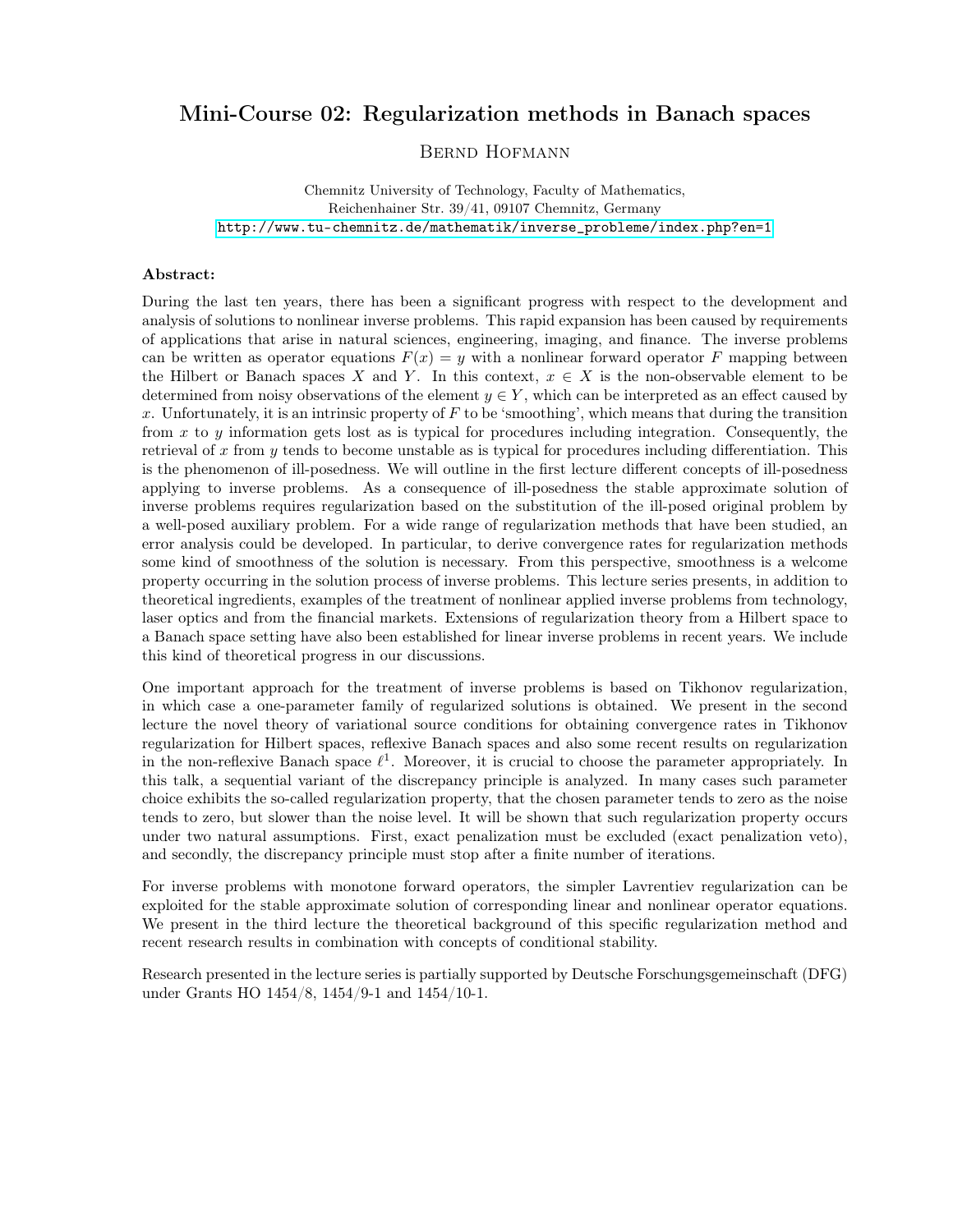# Mini-Course 02: Regularization methods in Banach spaces

Bernd Hofmann

Chemnitz University of Technology, Faculty of Mathematics,
Reichenhainer Str. 39/41, 09107 Chemnitz, Germany
http://www.tu-chemnitz.de/mathematik/inverse_probleme/index.php?en=1

**Abstract:**

During the last ten years, there has been a significant progress with respect to the development and analysis of solutions to nonlinear inverse problems. This rapid expansion has been caused by requirements of applications that arise in natural sciences, engineering, imaging, and finance. The inverse problems can be written as operator equations $F(x) = y$ with a nonlinear forward operator $F$ mapping between the Hilbert or Banach spaces $X$ and $Y$. In this context, $x \in X$ is the non-observable element to be determined from noisy observations of the element $y \in Y$, which can be interpreted as an effect caused by $x$. Unfortunately, it is an intrinsic property of $F$ to be 'smoothing', which means that during the transition from $x$ to $y$ information gets lost as is typical for procedures including integration. Consequently, the retrieval of $x$ from $y$ tends to become unstable as is typical for procedures including differentiation. This is the phenomenon of ill-posedness. We will outline in the first lecture different concepts of ill-posedness applying to inverse problems. As a consequence of ill-posedness the stable approximate solution of inverse problems requires regularization based on the substitution of the ill-posed original problem by a well-posed auxiliary problem. For a wide range of regularization methods that have been studied, an error analysis could be developed. In particular, to derive convergence rates for regularization methods some kind of smoothness of the solution is necessary. From this perspective, smoothness is a welcome property occurring in the solution process of inverse problems. This lecture series presents, in addition to theoretical ingredients, examples of the treatment of nonlinear applied inverse problems from technology, laser optics and from the financial markets. Extensions of regularization theory from a Hilbert space to a Banach space setting have also been established for linear inverse problems in recent years. We include this kind of theoretical progress in our discussions.

One important approach for the treatment of inverse problems is based on Tikhonov regularization, in which case a one-parameter family of regularized solutions is obtained. We present in the second lecture the novel theory of variational source conditions for obtaining convergence rates in Tikhonov regularization for Hilbert spaces, reflexive Banach spaces and also some recent results on regularization in the non-reflexive Banach space $\ell^1$. Moreover, it is crucial to choose the parameter appropriately. In this talk, a sequential variant of the discrepancy principle is analyzed. In many cases such parameter choice exhibits the so-called regularization property, that the chosen parameter tends to zero as the noise tends to zero, but slower than the noise level. It will be shown that such regularization property occurs under two natural assumptions. First, exact penalization must be excluded (exact penalization veto), and secondly, the discrepancy principle must stop after a finite number of iterations.

For inverse problems with monotone forward operators, the simpler Lavrentiev regularization can be exploited for the stable approximate solution of corresponding linear and nonlinear operator equations. We present in the third lecture the theoretical background of this specific regularization method and recent research results in combination with concepts of conditional stability.

Research presented in the lecture series is partially supported by Deutsche Forschungsgemeinschaft (DFG) under Grants HO 1454/8, 1454/9-1 and 1454/10-1.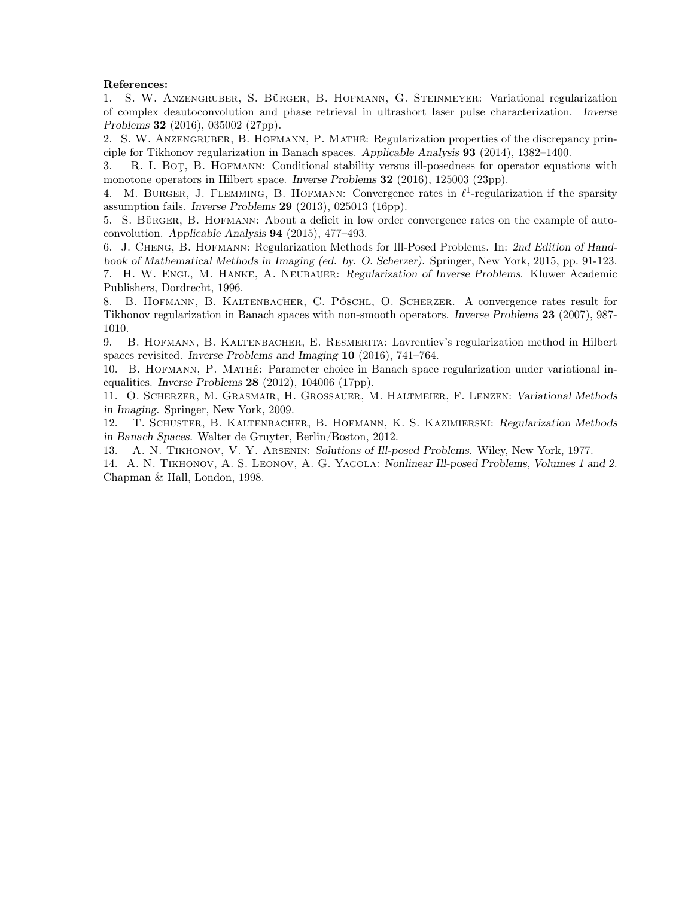**References:**

1. S. W. Anzengruber, S. Bürger, B. Hofmann, G. Steinmeyer: Variational regularization of complex deautoconvolution and phase retrieval in ultrashort laser pulse characterization. *Inverse Problems* **32** (2016), 035002 (27pp).
2. S. W. Anzengruber, B. Hofmann, P. Mathé: Regularization properties of the discrepancy principle for Tikhonov regularization in Banach spaces. *Applicable Analysis* **93** (2014), 1382–1400.
3. R. I. Boţ, B. Hofmann: Conditional stability versus ill-posedness for operator equations with monotone operators in Hilbert space. *Inverse Problems* **32** (2016), 125003 (23pp).
4. M. Burger, J. Flemming, B. Hofmann: Convergence rates in $\ell^1$-regularization if the sparsity assumption fails. *Inverse Problems* **29** (2013), 025013 (16pp).
5. S. Bürger, B. Hofmann: About a deficit in low order convergence rates on the example of autoconvolution. *Applicable Analysis* **94** (2015), 477–493.
6. J. Cheng, B. Hofmann: Regularization Methods for Ill-Posed Problems. In: *2nd Edition of Handbook of Mathematical Methods in Imaging (ed. by. O. Scherzer)*. Springer, New York, 2015, pp. 91-123.
7. H. W. Engl, M. Hanke, A. Neubauer: *Regularization of Inverse Problems.* Kluwer Academic Publishers, Dordrecht, 1996.
8. B. Hofmann, B. Kaltenbacher, C. Pöschl, O. Scherzer. A convergence rates result for Tikhonov regularization in Banach spaces with non-smooth operators. *Inverse Problems* **23** (2007), 987-1010.
9. B. Hofmann, B. Kaltenbacher, E. Resmerita: Lavrentiev's regularization method in Hilbert spaces revisited. *Inverse Problems and Imaging* **10** (2016), 741–764.
10. B. Hofmann, P. Mathé: Parameter choice in Banach space regularization under variational inequalities. *Inverse Problems* **28** (2012), 104006 (17pp).
11. O. Scherzer, M. Grasmair, H. Grossauer, M. Haltmeier, F. Lenzen: *Variational Methods in Imaging.* Springer, New York, 2009.
12. T. Schuster, B. Kaltenbacher, B. Hofmann, K. S. Kazimierski: *Regularization Methods in Banach Spaces.* Walter de Gruyter, Berlin/Boston, 2012.
13. A. N. Tikhonov, V. Y. Arsenin: *Solutions of Ill-posed Problems.* Wiley, New York, 1977.
14. A. N. Tikhonov, A. S. Leonov, A. G. Yagola: *Nonlinear Ill-posed Problems, Volumes 1 and 2.* Chapman & Hall, London, 1998.